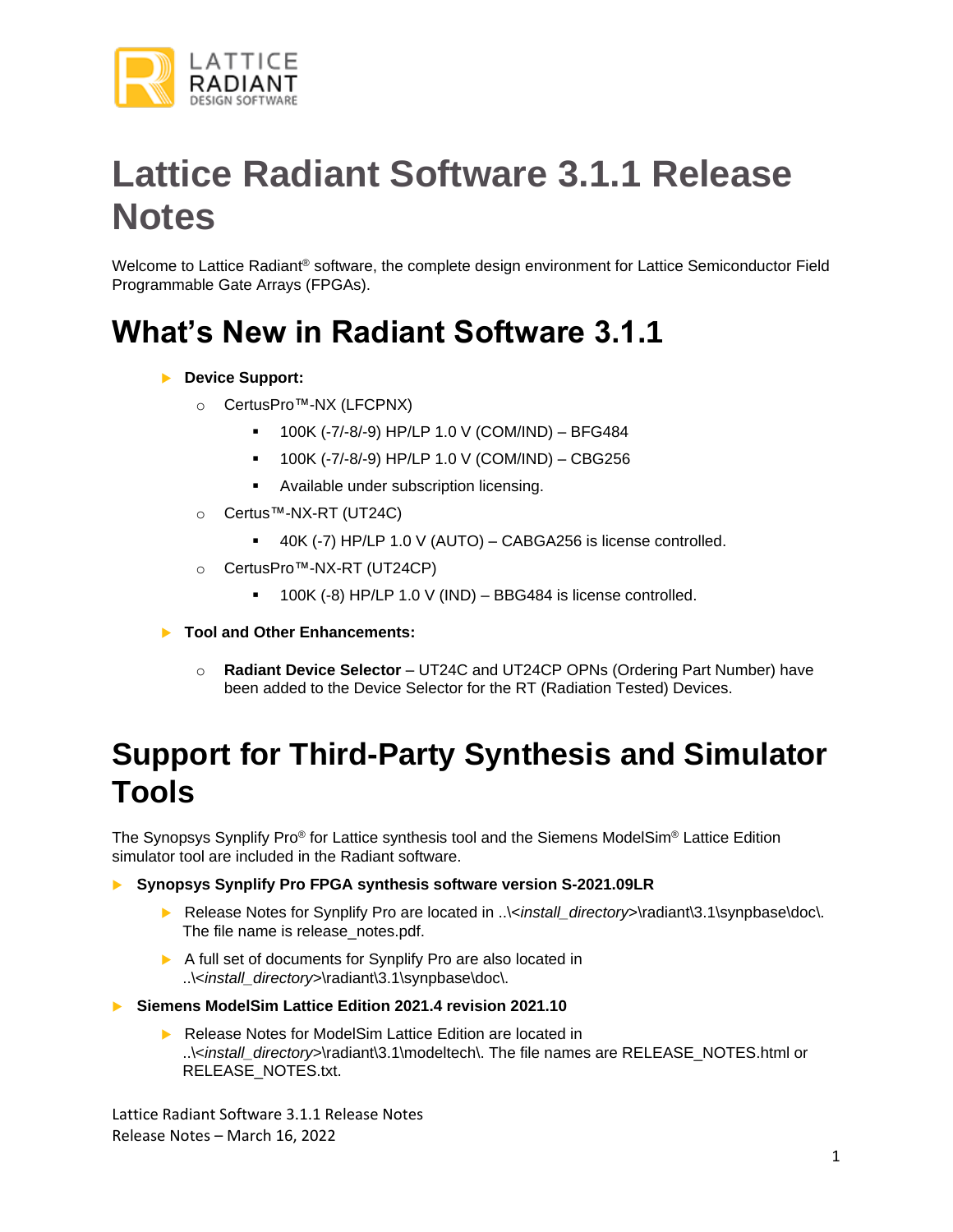# Lattice Radiant Software 3.1.1 Release Notes

Welcome to Lattice Radiant® software, the complete design environment for Lattice Semiconductor Field Programmable Gate Arrays (FPGAs).

## What's New in Radiant Software 3.1.1

- **Device Support:**
  - CertusPro™-NX (LFCPNX)
    - 100K (-7/-8/-9) HP/LP 1.0 V (COM/IND) – BFG484
    - 100K (-7/-8/-9) HP/LP 1.0 V (COM/IND) – CBG256
    - Available under subscription licensing.
  - Certus™-NX-RT (UT24C)
    - 40K (-7) HP/LP 1.0 V (AUTO) – CABGA256 is license controlled.
  - CertusPro™-NX-RT (UT24CP)
    - 100K (-8) HP/LP 1.0 V (IND) – BBG484 is license controlled.
- **Tool and Other Enhancements:**
  - **Radiant Device Selector** – UT24C and UT24CP OPNs (Ordering Part Number) have been added to the Device Selector for the RT (Radiation Tested) Devices.

## Support for Third-Party Synthesis and Simulator Tools

The Synopsys Synplify Pro® for Lattice synthesis tool and the Siemens ModelSim® Lattice Edition simulator tool are included in the Radiant software.

- **Synopsys Synplify Pro FPGA synthesis software version S-2021.09LR**
  - Release Notes for Synplify Pro are located in ..\<*install_directory*>\radiant\3.1\synpbase\doc\. The file name is release_notes.pdf.
  - A full set of documents for Synplify Pro are also located in ..\<*install_directory*>\radiant\3.1\synpbase\doc\.
- **Siemens ModelSim Lattice Edition 2021.4 revision 2021.10**
  - Release Notes for ModelSim Lattice Edition are located in ..\<*install_directory*>\radiant\3.1\modeltech\. The file names are RELEASE_NOTES.html or RELEASE_NOTES.txt.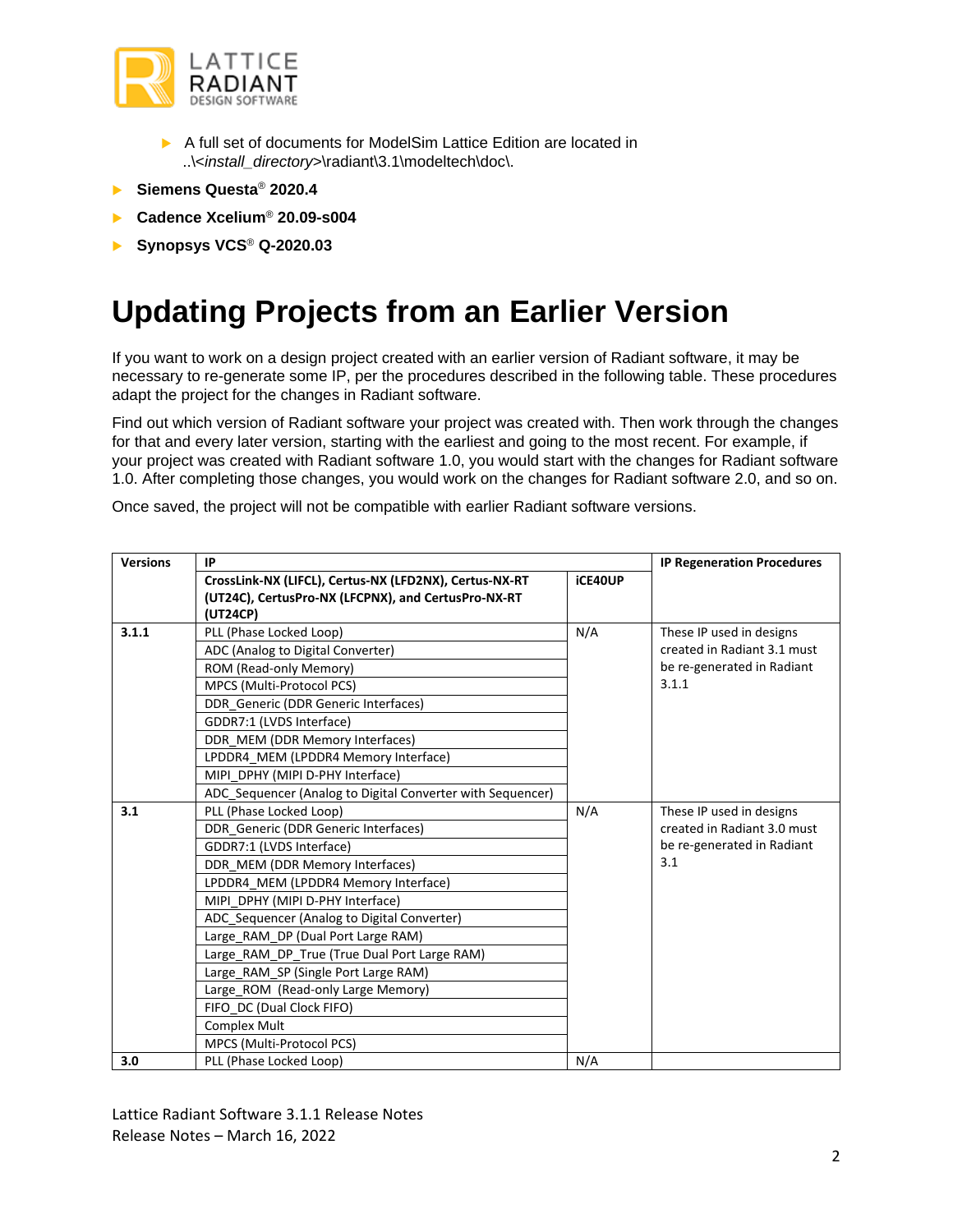- A full set of documents for ModelSim Lattice Edition are located in ..\<*install_directory*>\radiant\3.1\modeltech\doc\.

- **Siemens Questa® 2020.4**
- **Cadence Xcelium® 20.09-s004**
- **Synopsys VCS® Q-2020.03**

# Updating Projects from an Earlier Version

If you want to work on a design project created with an earlier version of Radiant software, it may be necessary to re-generate some IP, per the procedures described in the following table. These procedures adapt the project for the changes in Radiant software.

Find out which version of Radiant software your project was created with. Then work through the changes for that and every later version, starting with the earliest and going to the most recent. For example, if your project was created with Radiant software 1.0, you would start with the changes for Radiant software 1.0. After completing those changes, you would work on the changes for Radiant software 2.0, and so on.

Once saved, the project will not be compatible with earlier Radiant software versions.

| Versions | IP | | IP Regeneration Procedures |
|---|---|---|---|
| | **CrossLink-NX (LIFCL), Certus-NX (LFD2NX), Certus-NX-RT (UT24C), CertusPro-NX (LFCPNX), and CertusPro-NX-RT (UT24CP)** | **iCE40UP** | |
| **3.1.1** | PLL (Phase Locked Loop) | N/A | These IP used in designs created in Radiant 3.1 must be re-generated in Radiant 3.1.1 |
| | ADC (Analog to Digital Converter) | | |
| | ROM (Read-only Memory) | | |
| | MPCS (Multi-Protocol PCS) | | |
| | DDR_Generic (DDR Generic Interfaces) | | |
| | GDDR7:1 (LVDS Interface) | | |
| | DDR_MEM (DDR Memory Interfaces) | | |
| | LPDDR4_MEM (LPDDR4 Memory Interface) | | |
| | MIPI_DPHY (MIPI D-PHY Interface) | | |
| | ADC_Sequencer (Analog to Digital Converter with Sequencer) | | |
| **3.1** | PLL (Phase Locked Loop) | N/A | These IP used in designs created in Radiant 3.0 must be re-generated in Radiant 3.1 |
| | DDR_Generic (DDR Generic Interfaces) | | |
| | GDDR7:1 (LVDS Interface) | | |
| | DDR_MEM (DDR Memory Interfaces) | | |
| | LPDDR4_MEM (LPDDR4 Memory Interface) | | |
| | MIPI_DPHY (MIPI D-PHY Interface) | | |
| | ADC_Sequencer (Analog to Digital Converter) | | |
| | Large_RAM_DP (Dual Port Large RAM) | | |
| | Large_RAM_DP_True (True Dual Port Large RAM) | | |
| | Large_RAM_SP (Single Port Large RAM) | | |
| | Large_ROM (Read-only Large Memory) | | |
| | FIFO_DC (Dual Clock FIFO) | | |
| | Complex Mult | | |
| | MPCS (Multi-Protocol PCS) | | |
| **3.0** | PLL (Phase Locked Loop) | N/A | |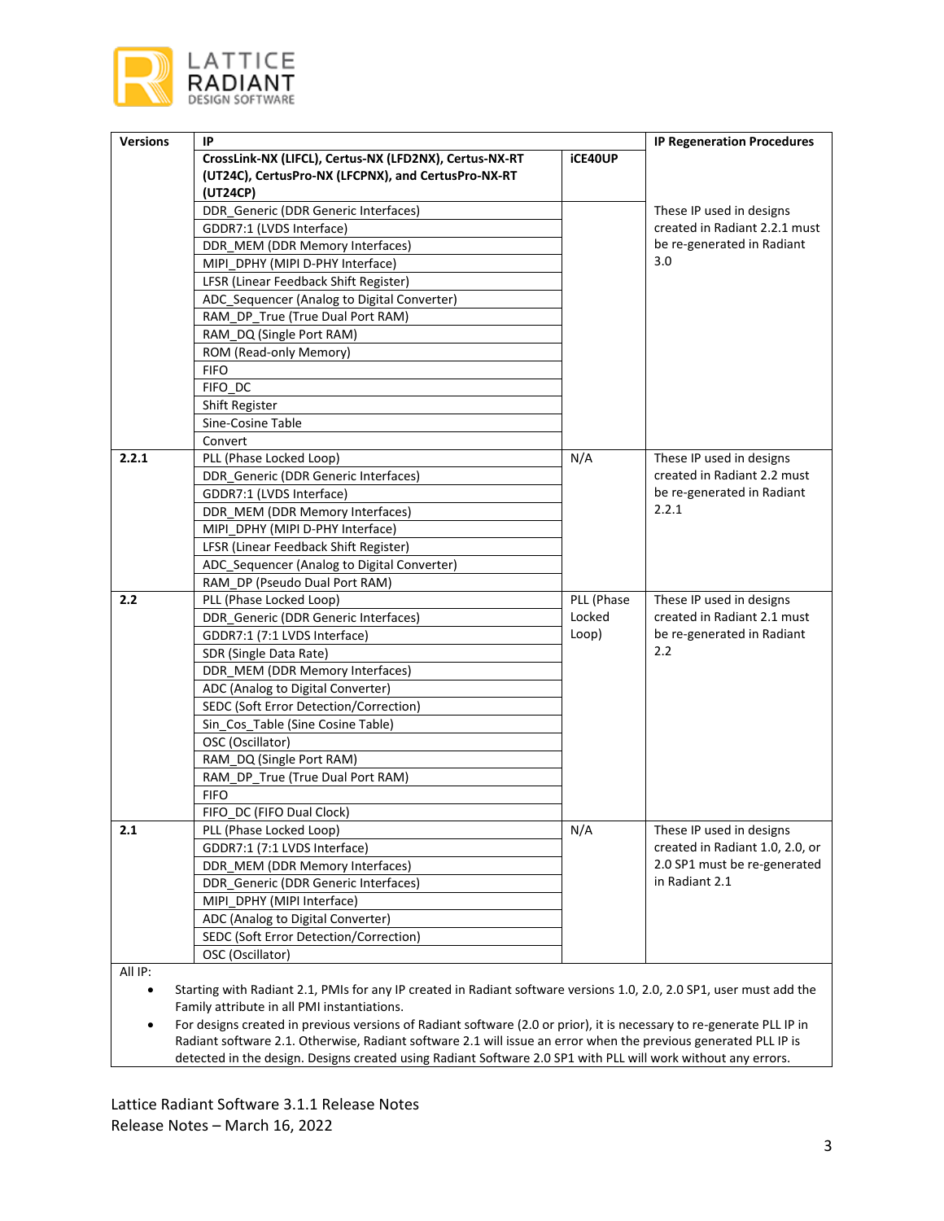| Versions | IP | | IP Regeneration Procedures |
|---|---|---|---|
| | **CrossLink-NX (LIFCL), Certus-NX (LFD2NX), Certus-NX-RT (UT24C), CertusPro-NX (LFCPNX), and CertusPro-NX-RT (UT24CP)** | **iCE40UP** | |
| | DDR_Generic (DDR Generic Interfaces) | | These IP used in designs created in Radiant 2.2.1 must be re-generated in Radiant 3.0 |
| | GDDR7:1 (LVDS Interface) | | |
| | DDR_MEM (DDR Memory Interfaces) | | |
| | MIPI_DPHY (MIPI D-PHY Interface) | | |
| | LFSR (Linear Feedback Shift Register) | | |
| | ADC_Sequencer (Analog to Digital Converter) | | |
| | RAM_DP_True (True Dual Port RAM) | | |
| | RAM_DQ (Single Port RAM) | | |
| | ROM (Read-only Memory) | | |
| | FIFO | | |
| | FIFO_DC | | |
| | Shift Register | | |
| | Sine-Cosine Table | | |
| | Convert | | |
| **2.2.1** | PLL (Phase Locked Loop) | N/A | These IP used in designs created in Radiant 2.2 must be re-generated in Radiant 2.2.1 |
| | DDR_Generic (DDR Generic Interfaces) | | |
| | GDDR7:1 (LVDS Interface) | | |
| | DDR_MEM (DDR Memory Interfaces) | | |
| | MIPI_DPHY (MIPI D-PHY Interface) | | |
| | LFSR (Linear Feedback Shift Register) | | |
| | ADC_Sequencer (Analog to Digital Converter) | | |
| | RAM_DP (Pseudo Dual Port RAM) | | |
| **2.2** | PLL (Phase Locked Loop) | PLL (Phase Locked Loop) | These IP used in designs created in Radiant 2.1 must be re-generated in Radiant 2.2 |
| | DDR_Generic (DDR Generic Interfaces) | | |
| | GDDR7:1 (7:1 LVDS Interface) | | |
| | SDR (Single Data Rate) | | |
| | DDR_MEM (DDR Memory Interfaces) | | |
| | ADC (Analog to Digital Converter) | | |
| | SEDC (Soft Error Detection/Correction) | | |
| | Sin_Cos_Table (Sine Cosine Table) | | |
| | OSC (Oscillator) | | |
| | RAM_DQ (Single Port RAM) | | |
| | RAM_DP_True (True Dual Port RAM) | | |
| | FIFO | | |
| | FIFO_DC (FIFO Dual Clock) | | |
| **2.1** | PLL (Phase Locked Loop) | N/A | These IP used in designs created in Radiant 1.0, 2.0, or 2.0 SP1 must be re-generated in Radiant 2.1 |
| | GDDR7:1 (7:1 LVDS Interface) | | |
| | DDR_MEM (DDR Memory Interfaces) | | |
| | DDR_Generic (DDR Generic Interfaces) | | |
| | MIPI_DPHY (MIPI Interface) | | |
| | ADC (Analog to Digital Converter) | | |
| | SEDC (Soft Error Detection/Correction) | | |
| | OSC (Oscillator) | | |

All IP:

- Starting with Radiant 2.1, PMIs for any IP created in Radiant software versions 1.0, 2.0, 2.0 SP1, user must add the Family attribute in all PMI instantiations.
- For designs created in previous versions of Radiant software (2.0 or prior), it is necessary to re-generate PLL IP in Radiant software 2.1. Otherwise, Radiant software 2.1 will issue an error when the previous generated PLL IP is detected in the design. Designs created using Radiant Software 2.0 SP1 with PLL will work without any errors.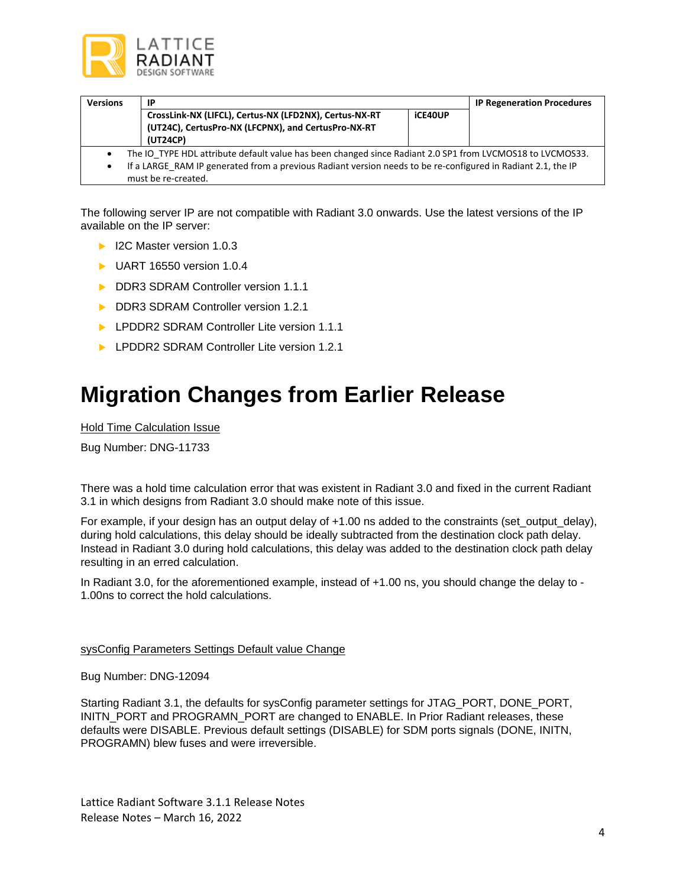| Versions | IP | | IP Regeneration Procedures |
|---|---|---|---|
| | **CrossLink-NX (LIFCL), Certus-NX (LFD2NX), Certus-NX-RT (UT24C), CertusPro-NX (LFCPNX), and CertusPro-NX-RT (UT24CP)** | **iCE40UP** | |

- The IO_TYPE HDL attribute default value has been changed since Radiant 2.0 SP1 from LVCMOS18 to LVCMOS33.
- If a LARGE_RAM IP generated from a previous Radiant version needs to be re-configured in Radiant 2.1, the IP must be re-created.

The following server IP are not compatible with Radiant 3.0 onwards. Use the latest versions of the IP available on the IP server:

- I2C Master version 1.0.3
- UART 16550 version 1.0.4
- DDR3 SDRAM Controller version 1.1.1
- DDR3 SDRAM Controller version 1.2.1
- LPDDR2 SDRAM Controller Lite version 1.1.1
- LPDDR2 SDRAM Controller Lite version 1.2.1

# Migration Changes from Earlier Release

Hold Time Calculation Issue

Bug Number: DNG-11733

There was a hold time calculation error that was existent in Radiant 3.0 and fixed in the current Radiant 3.1 in which designs from Radiant 3.0 should make note of this issue.

For example, if your design has an output delay of +1.00 ns added to the constraints (set_output_delay), during hold calculations, this delay should be ideally subtracted from the destination clock path delay. Instead in Radiant 3.0 during hold calculations, this delay was added to the destination clock path delay resulting in an erred calculation.

In Radiant 3.0, for the aforementioned example, instead of +1.00 ns, you should change the delay to -1.00ns to correct the hold calculations.

sysConfig Parameters Settings Default value Change

Bug Number: DNG-12094

Starting Radiant 3.1, the defaults for sysConfig parameter settings for JTAG_PORT, DONE_PORT, INITN_PORT and PROGRAMN_PORT are changed to ENABLE. In Prior Radiant releases, these defaults were DISABLE. Previous default settings (DISABLE) for SDM ports signals (DONE, INITN, PROGRAMN) blew fuses and were irreversible.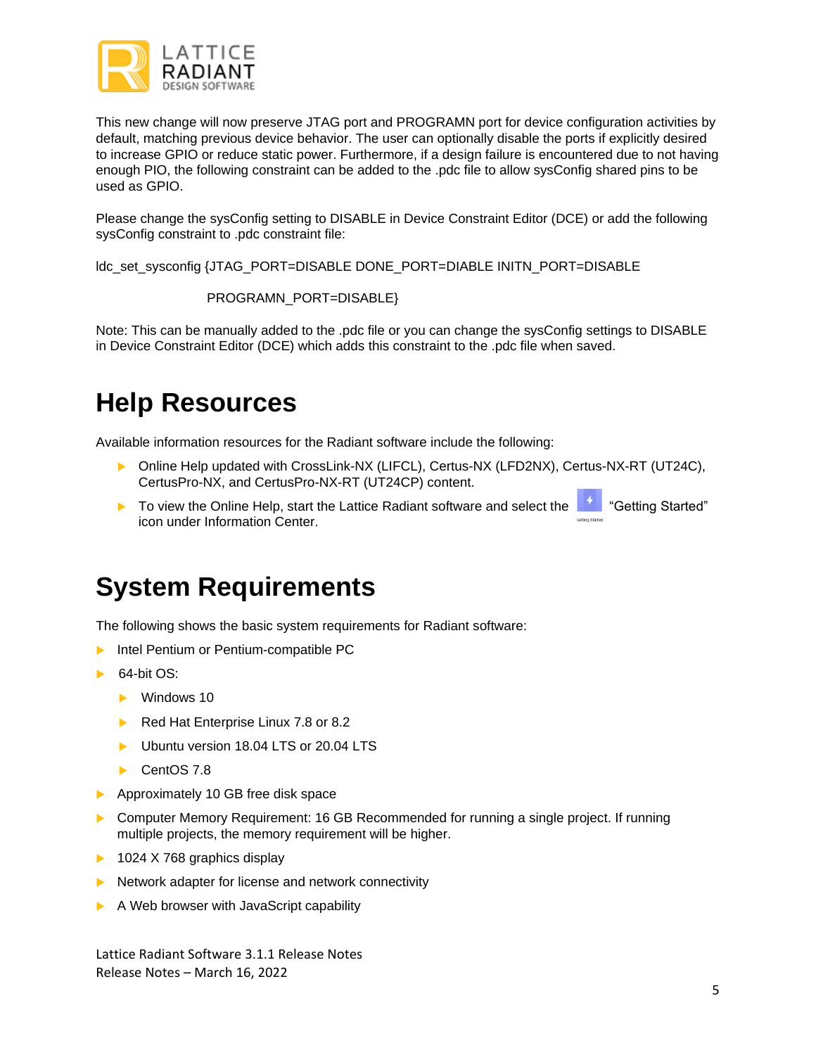This new change will now preserve JTAG port and PROGRAMN port for device configuration activities by default, matching previous device behavior. The user can optionally disable the ports if explicitly desired to increase GPIO or reduce static power. Furthermore, if a design failure is encountered due to not having enough PIO, the following constraint can be added to the .pdc file to allow sysConfig shared pins to be used as GPIO.

Please change the sysConfig setting to DISABLE in Device Constraint Editor (DCE) or add the following sysConfig constraint to .pdc constraint file:

```
ldc_set_sysconfig {JTAG_PORT=DISABLE DONE_PORT=DIABLE INITN_PORT=DISABLE
                   PROGRAMN_PORT=DISABLE}
```

Note: This can be manually added to the .pdc file or you can change the sysConfig settings to DISABLE in Device Constraint Editor (DCE) which adds this constraint to the .pdc file when saved.

# Help Resources

Available information resources for the Radiant software include the following:

- Online Help updated with CrossLink-NX (LIFCL), Certus-NX (LFD2NX), Certus-NX-RT (UT24C), CertusPro-NX, and CertusPro-NX-RT (UT24CP) content.
- To view the Online Help, start the Lattice Radiant software and select the "Getting Started" icon under Information Center.

# System Requirements

The following shows the basic system requirements for Radiant software:

- Intel Pentium or Pentium-compatible PC
- 64-bit OS:
  - Windows 10
  - Red Hat Enterprise Linux 7.8 or 8.2
  - Ubuntu version 18.04 LTS or 20.04 LTS
  - CentOS 7.8
- Approximately 10 GB free disk space
- Computer Memory Requirement: 16 GB Recommended for running a single project. If running multiple projects, the memory requirement will be higher.
- 1024 X 768 graphics display
- Network adapter for license and network connectivity
- A Web browser with JavaScript capability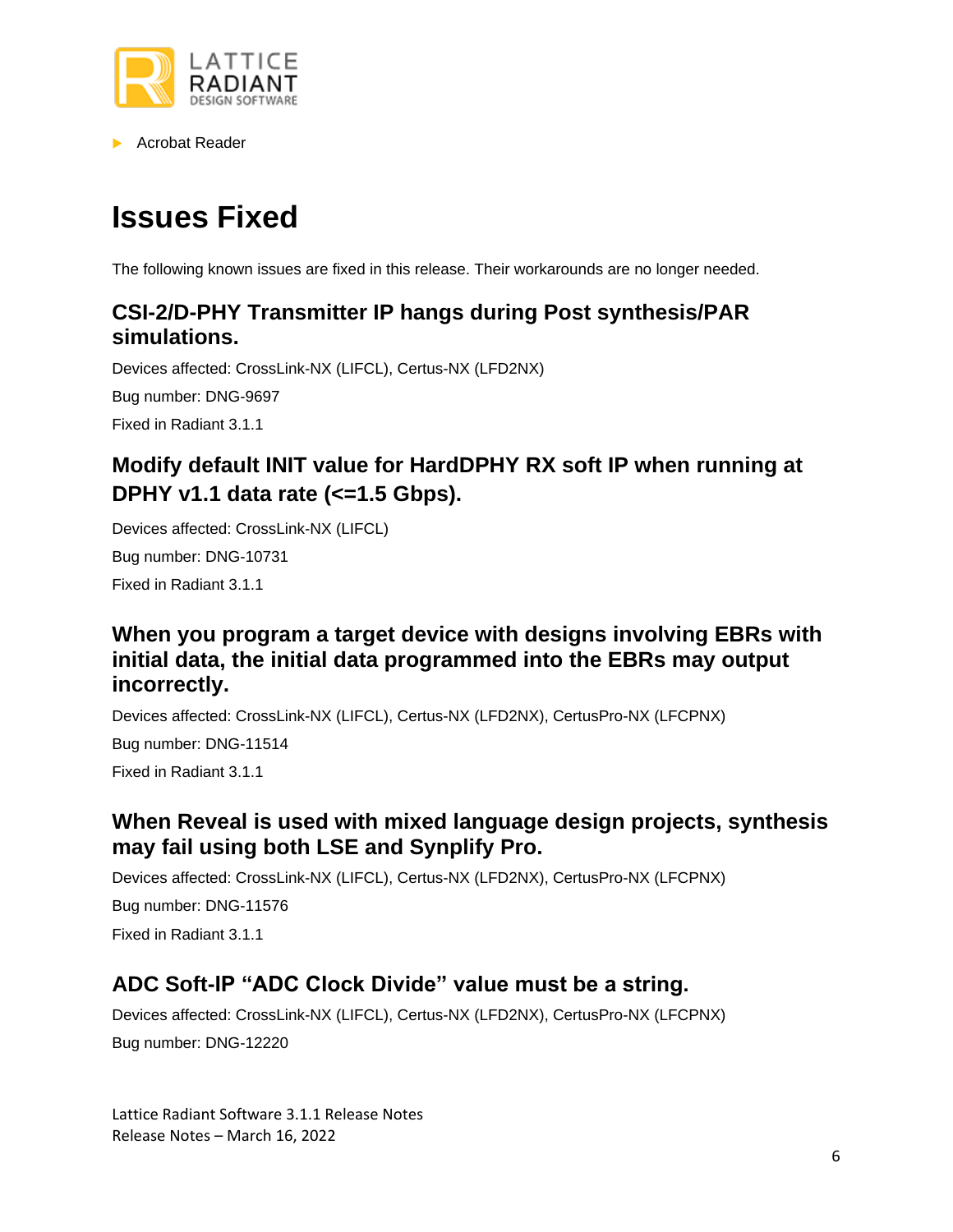- Acrobat Reader

# Issues Fixed

The following known issues are fixed in this release. Their workarounds are no longer needed.

## CSI-2/D-PHY Transmitter IP hangs during Post synthesis/PAR simulations.

Devices affected: CrossLink-NX (LIFCL), Certus-NX (LFD2NX)

Bug number: DNG-9697

Fixed in Radiant 3.1.1

## Modify default INIT value for HardDPHY RX soft IP when running at DPHY v1.1 data rate (<=1.5 Gbps).

Devices affected: CrossLink-NX (LIFCL)

Bug number: DNG-10731

Fixed in Radiant 3.1.1

## When you program a target device with designs involving EBRs with initial data, the initial data programmed into the EBRs may output incorrectly.

Devices affected: CrossLink-NX (LIFCL), Certus-NX (LFD2NX), CertusPro-NX (LFCPNX)

Bug number: DNG-11514

Fixed in Radiant 3.1.1

## When Reveal is used with mixed language design projects, synthesis may fail using both LSE and Synplify Pro.

Devices affected: CrossLink-NX (LIFCL), Certus-NX (LFD2NX), CertusPro-NX (LFCPNX)

Bug number: DNG-11576

Fixed in Radiant 3.1.1

## ADC Soft-IP “ADC Clock Divide” value must be a string.

Devices affected: CrossLink-NX (LIFCL), Certus-NX (LFD2NX), CertusPro-NX (LFCPNX)

Bug number: DNG-12220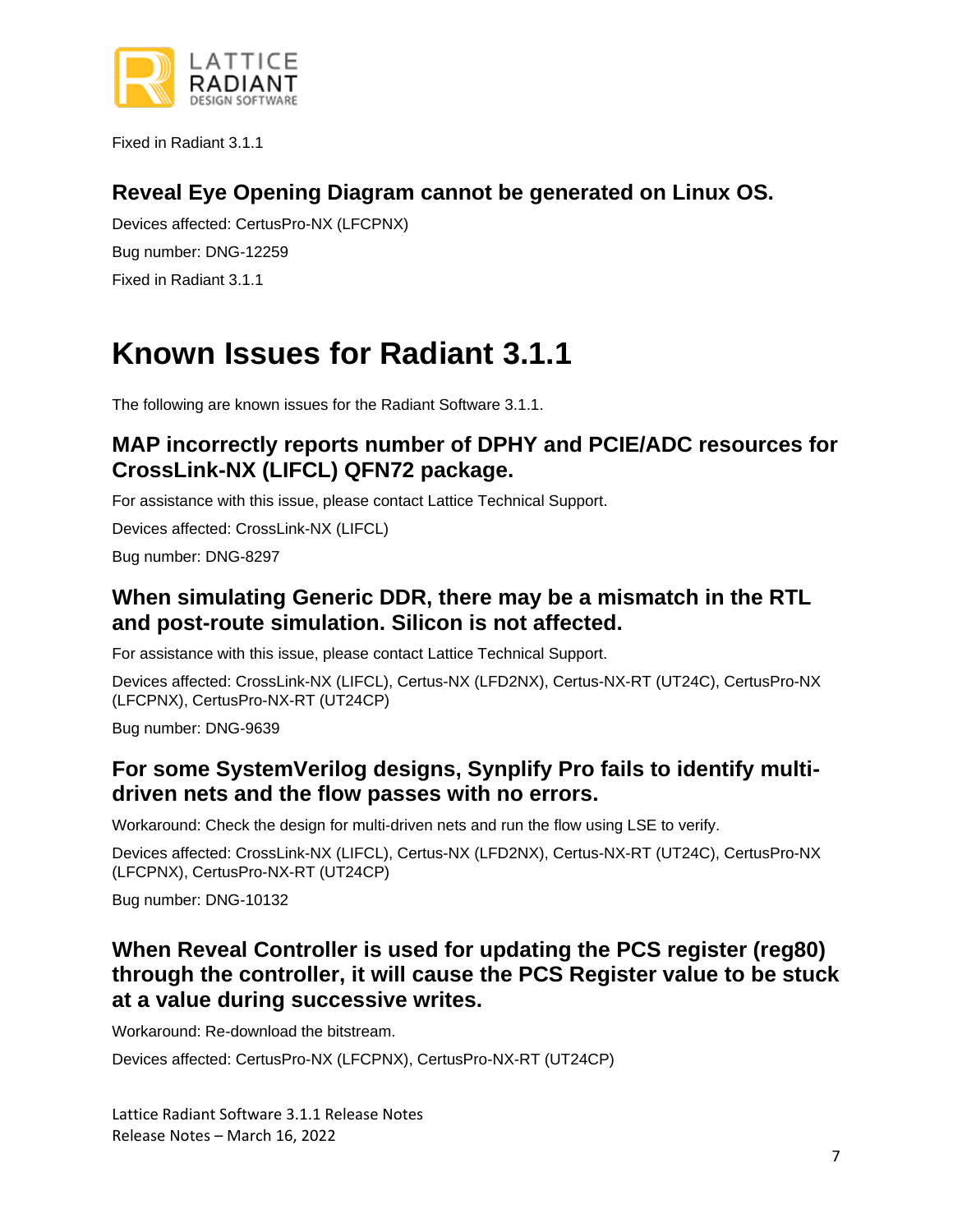Fixed in Radiant 3.1.1

### Reveal Eye Opening Diagram cannot be generated on Linux OS.

Devices affected: CertusPro-NX (LFCPNX)

Bug number: DNG-12259

Fixed in Radiant 3.1.1

# Known Issues for Radiant 3.1.1

The following are known issues for the Radiant Software 3.1.1.

### MAP incorrectly reports number of DPHY and PCIE/ADC resources for CrossLink-NX (LIFCL) QFN72 package.

For assistance with this issue, please contact Lattice Technical Support.

Devices affected: CrossLink-NX (LIFCL)

Bug number: DNG-8297

### When simulating Generic DDR, there may be a mismatch in the RTL and post-route simulation. Silicon is not affected.

For assistance with this issue, please contact Lattice Technical Support.

Devices affected: CrossLink-NX (LIFCL), Certus-NX (LFD2NX), Certus-NX-RT (UT24C), CertusPro-NX (LFCPNX), CertusPro-NX-RT (UT24CP)

Bug number: DNG-9639

### For some SystemVerilog designs, Synplify Pro fails to identify multi-driven nets and the flow passes with no errors.

Workaround: Check the design for multi-driven nets and run the flow using LSE to verify.

Devices affected: CrossLink-NX (LIFCL), Certus-NX (LFD2NX), Certus-NX-RT (UT24C), CertusPro-NX (LFCPNX), CertusPro-NX-RT (UT24CP)

Bug number: DNG-10132

### When Reveal Controller is used for updating the PCS register (reg80) through the controller, it will cause the PCS Register value to be stuck at a value during successive writes.

Workaround: Re-download the bitstream.

Devices affected: CertusPro-NX (LFCPNX), CertusPro-NX-RT (UT24CP)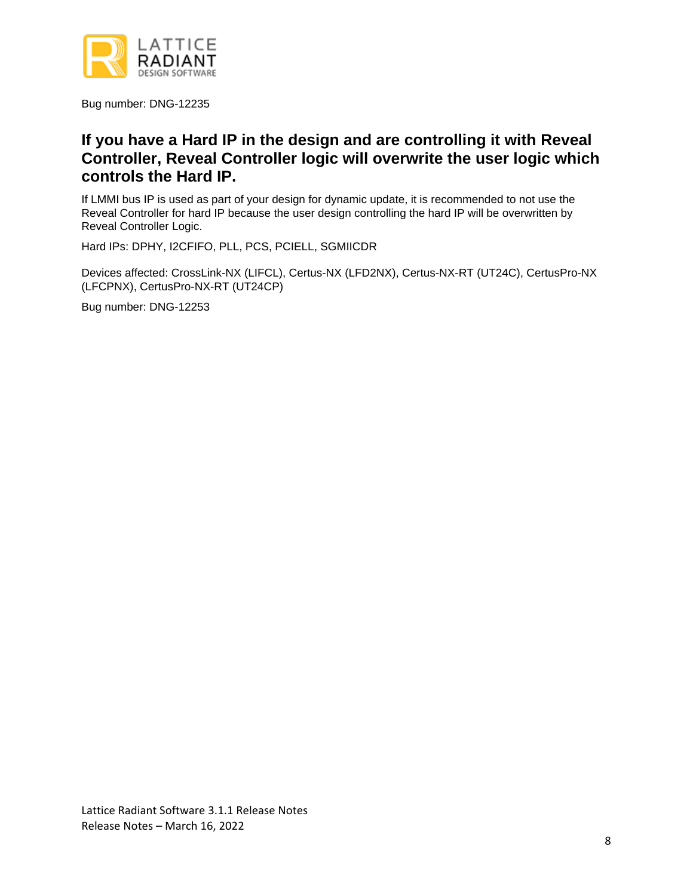Bug number: DNG-12235

### If you have a Hard IP in the design and are controlling it with Reveal Controller, Reveal Controller logic will overwrite the user logic which controls the Hard IP.

If LMMI bus IP is used as part of your design for dynamic update, it is recommended to not use the Reveal Controller for hard IP because the user design controlling the hard IP will be overwritten by Reveal Controller Logic.

Hard IPs: DPHY, I2CFIFO, PLL, PCS, PCIELL, SGMIICDR

Devices affected: CrossLink-NX (LIFCL), Certus-NX (LFD2NX), Certus-NX-RT (UT24C), CertusPro-NX (LFCPNX), CertusPro-NX-RT (UT24CP)

Bug number: DNG-12253